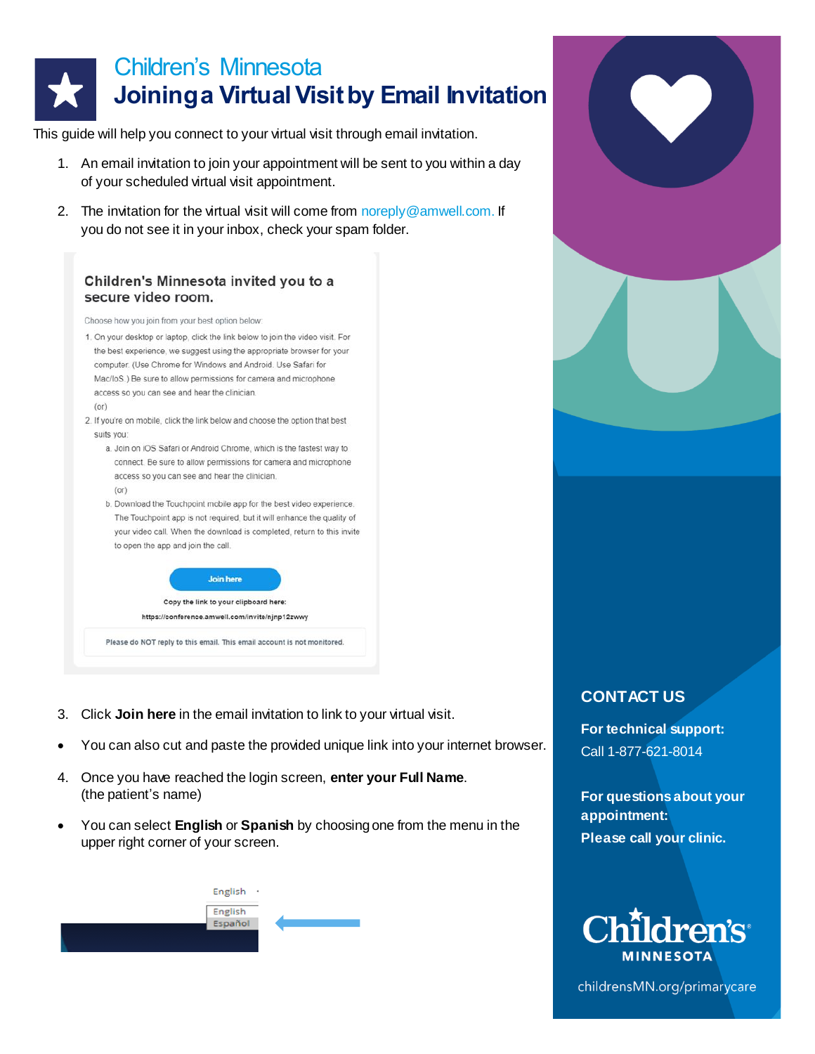# Children's Minnesota

## Joining a Virtual Visit by Email Invitation

This guide will help you connect to your virtual visit through email invitation.

1. An email invitation to join your appointment will be sent to you within a day of your scheduled virtual visit appointment.

2. The invitation for the virtual visit will come from noreply@amwell.com. If you do not see it in your inbox, check your spam folder.

**Children's Minnesota invited you to a secure video room.**

Choose how you join from your best option below:

1. On your desktop or laptop, click the link below to join the video visit. For the best experience, we suggest using the appropriate browser for your computer. (Use Chrome for Windows and Android. Use Safari for Mac/IoS.) Be sure to allow permissions for camera and microphone access so you can see and hear the clinician.
   (or)
2. If you're on mobile, click the link below and choose the option that best suits you:
   a. Join on IOS Safari or Android Chrome, which is the fastest way to connect. Be sure to allow permissions for camera and microphone access so you can see and hear the clinician.
   (or)
   b. Download the Touchpoint mobile app for the best video experience. The Touchpoint app is not required, but it will enhance the quality of your video call. When the download is completed, return to this invite to open the app and join the call.

Join here

Copy the link to your clipboard here:

https://conference.amwell.com/invite/njnp12zwwy

Please do NOT reply to this email. This email account is not monitored.

3. Click **Join here** in the email invitation to link to your virtual visit.

- You can also cut and paste the provided unique link into your internet browser.

4. Once you have reached the login screen, **enter your Full Name**. (the patient's name)

- You can select **English** or **Spanish** by choosing one from the menu in the upper right corner of your screen.

English
English
Español

### CONTACT US

**For technical support:**
Call 1-877-621-8014

**For questions about your appointment:**
**Please call your clinic.**

Children's Minnesota

childrensMN.org/primarycare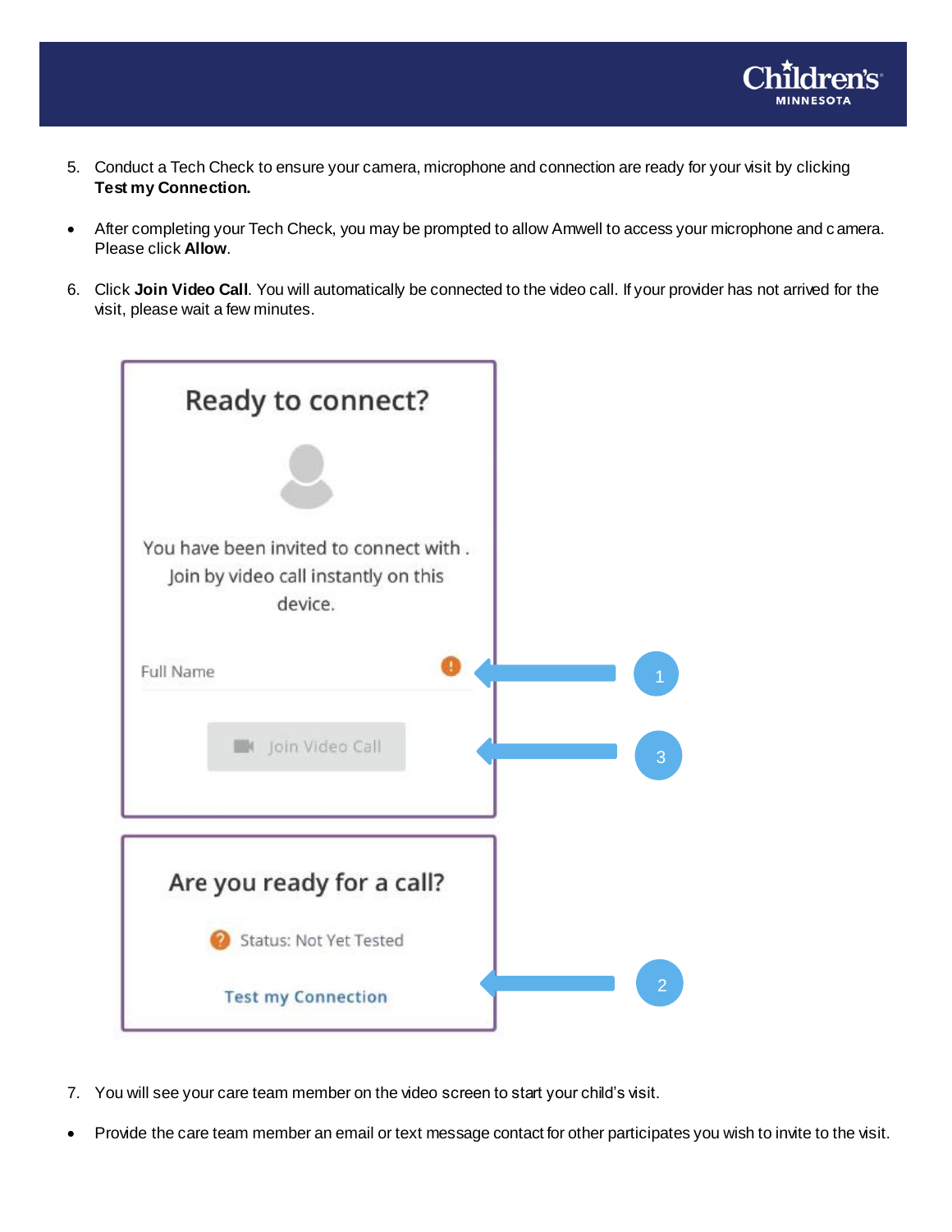5. Conduct a Tech Check to ensure your camera, microphone and connection are ready for your visit by clicking **Test my Connection.**

- After completing your Tech Check, you may be prompted to allow Amwell to access your microphone and camera. Please click **Allow**.

6. Click **Join Video Call**. You will automatically be connected to the video call. If your provider has not arrived for the visit, please wait a few minutes.

Ready to connect?

You have been invited to connect with . Join by video call instantly on this device.

Full Name

Join Video Call

Are you ready for a call?

Status: Not Yet Tested

Test my Connection

1

3

2

7. You will see your care team member on the video screen to start your child's visit.

- Provide the care team member an email or text message contact for other participates you wish to invite to the visit.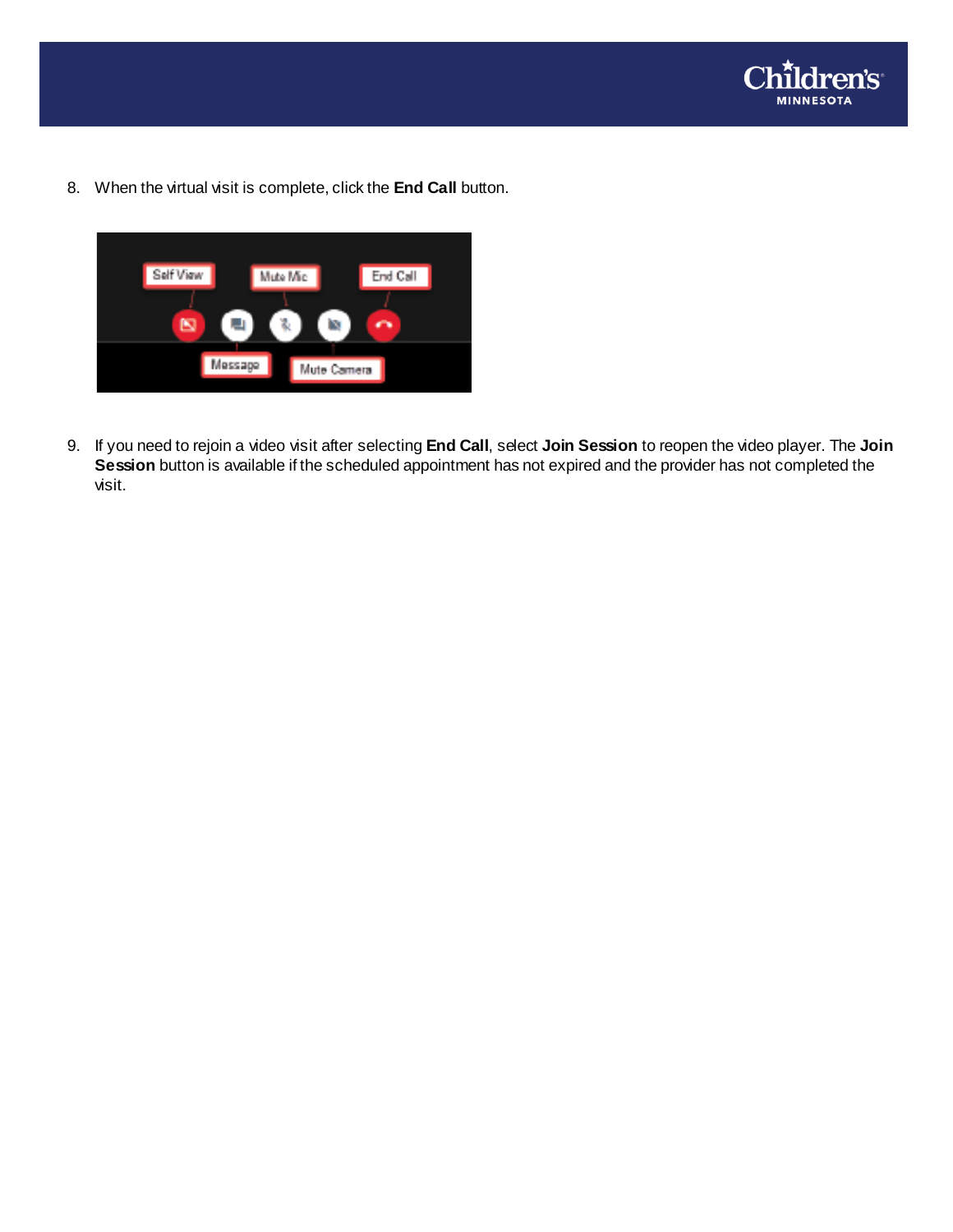8. When the virtual visit is complete, click the **End Call** button.

Self View
Mute Mic
End Call
Message
Mute Camera

9. If you need to rejoin a video visit after selecting **End Call**, select **Join Session** to reopen the video player. The **Join Session** button is available if the scheduled appointment has not expired and the provider has not completed the visit.